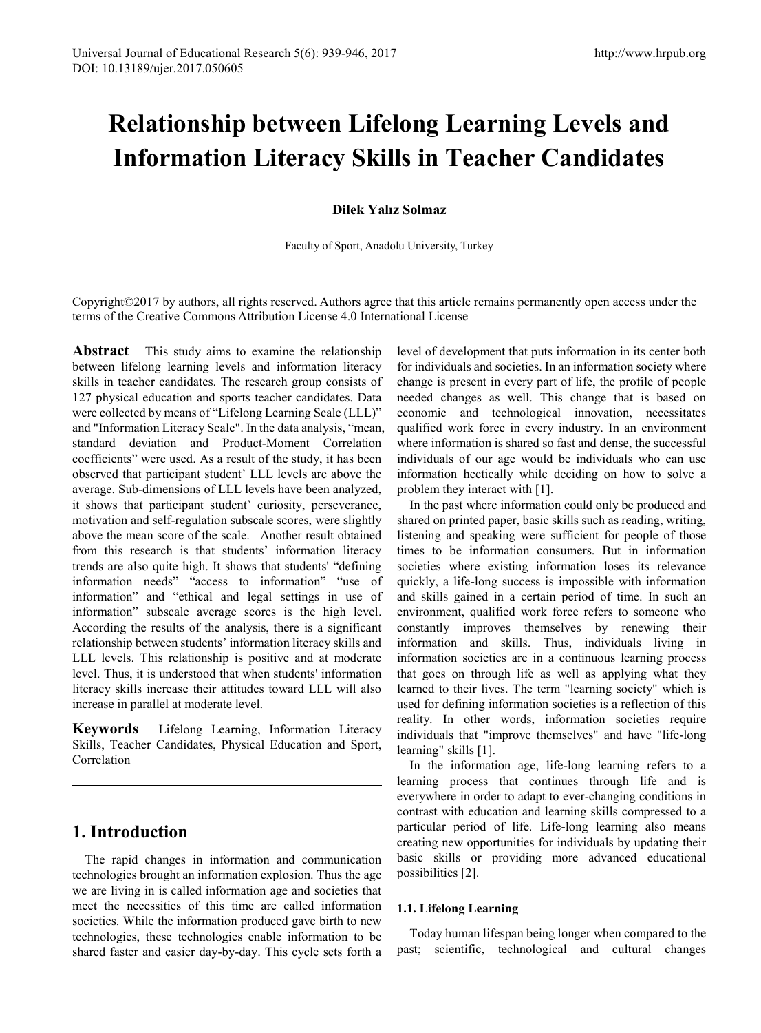# Relationship between Lifelong Learning Levels and Information Literacy Skills in Teacher Candidates

**Dilek Yalız Solmaz**

Faculty of Sport, Anadolu University, Turkey

Copyright©2017 by authors, all rights reserved. Authors agree that this article remains permanently open access under the terms of the Creative Commons Attribution License 4.0 International License

**Abstract** This study aims to examine the relationship between lifelong learning levels and information literacy skills in teacher candidates. The research group consists of 127 physical education and sports teacher candidates. Data were collected by means of "Lifelong Learning Scale (LLL)" and "Information Literacy Scale". In the data analysis, "mean, standard deviation and Product-Moment Correlation coefficients" were used. As a result of the study, it has been observed that participant student' LLL levels are above the average. Sub-dimensions of LLL levels have been analyzed, it shows that participant student' curiosity, perseverance, motivation and self-regulation subscale scores, were slightly above the mean score of the scale. Another result obtained from this research is that students' information literacy trends are also quite high. It shows that students' "defining information needs" "access to information" "use of information" and "ethical and legal settings in use of information" subscale average scores is the high level. According the results of the analysis, there is a significant relationship between students' information literacy skills and LLL levels. This relationship is positive and at moderate level. Thus, it is understood that when students' information literacy skills increase their attitudes toward LLL will also increase in parallel at moderate level.

**Keywords** Lifelong Learning, Information Literacy Skills, Teacher Candidates, Physical Education and Sport, Correlation

## 1. Introduction

The rapid changes in information and communication technologies brought an information explosion. Thus the age we are living in is called information age and societies that meet the necessities of this time are called information societies. While the information produced gave birth to new technologies, these technologies enable information to be shared faster and easier day-by-day. This cycle sets forth a level of development that puts information in its center both for individuals and societies. In an information society where change is present in every part of life, the profile of people needed changes as well. This change that is based on economic and technological innovation, necessitates qualified work force in every industry. In an environment where information is shared so fast and dense, the successful individuals of our age would be individuals who can use information hectically while deciding on how to solve a problem they interact with [1].

In the past where information could only be produced and shared on printed paper, basic skills such as reading, writing, listening and speaking were sufficient for people of those times to be information consumers. But in information societies where existing information loses its relevance quickly, a life-long success is impossible with information and skills gained in a certain period of time. In such an environment, qualified work force refers to someone who constantly improves themselves by renewing their information and skills. Thus, individuals living in information societies are in a continuous learning process that goes on through life as well as applying what they learned to their lives. The term "learning society" which is used for defining information societies is a reflection of this reality. In other words, information societies require individuals that "improve themselves" and have "life-long learning" skills [1].

In the information age, life-long learning refers to a learning process that continues through life and is everywhere in order to adapt to ever-changing conditions in contrast with education and learning skills compressed to a particular period of life. Life-long learning also means creating new opportunities for individuals by updating their basic skills or providing more advanced educational possibilities [2].

### 1.1. Lifelong Learning

Today human lifespan being longer when compared to the past; scientific, technological and cultural changes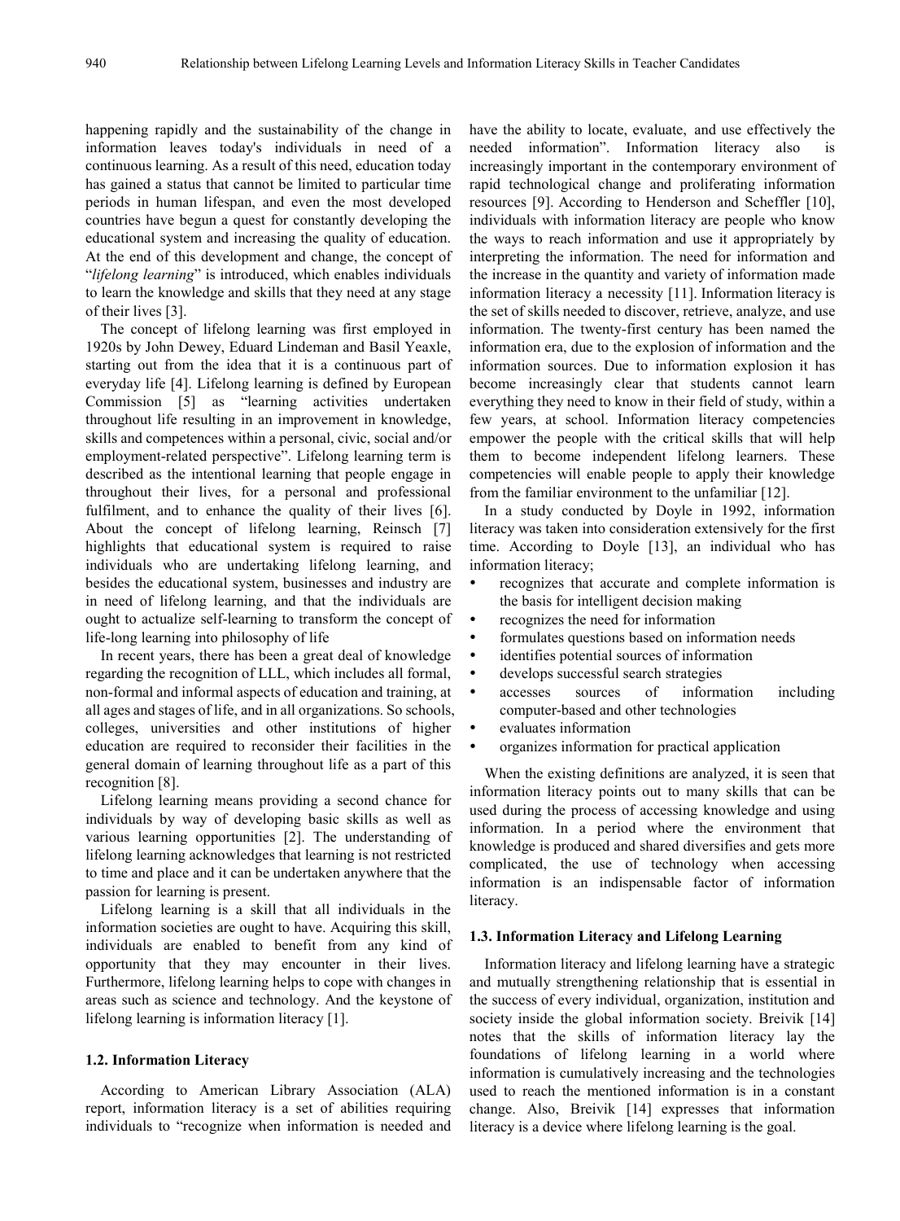happening rapidly and the sustainability of the change in information leaves today's individuals in need of a continuous learning. As a result of this need, education today has gained a status that cannot be limited to particular time periods in human lifespan, and even the most developed countries have begun a quest for constantly developing the educational system and increasing the quality of education. At the end of this development and change, the concept of "*lifelong learning*" is introduced, which enables individuals to learn the knowledge and skills that they need at any stage of their lives [3].

The concept of lifelong learning was first employed in 1920s by John Dewey, Eduard Lindeman and Basil Yeaxle, starting out from the idea that it is a continuous part of everyday life [4]. Lifelong learning is defined by European Commission [5] as "learning activities undertaken throughout life resulting in an improvement in knowledge, skills and competences within a personal, civic, social and/or employment-related perspective". Lifelong learning term is described as the intentional learning that people engage in throughout their lives, for a personal and professional fulfilment, and to enhance the quality of their lives [6]. About the concept of lifelong learning, Reinsch [7] highlights that educational system is required to raise individuals who are undertaking lifelong learning, and besides the educational system, businesses and industry are in need of lifelong learning, and that the individuals are ought to actualize self-learning to transform the concept of life-long learning into philosophy of life

In recent years, there has been a great deal of knowledge regarding the recognition of LLL, which includes all formal, non-formal and informal aspects of education and training, at all ages and stages of life, and in all organizations. So schools, colleges, universities and other institutions of higher education are required to reconsider their facilities in the general domain of learning throughout life as a part of this recognition [8].

Lifelong learning means providing a second chance for individuals by way of developing basic skills as well as various learning opportunities [2]. The understanding of lifelong learning acknowledges that learning is not restricted to time and place and it can be undertaken anywhere that the passion for learning is present.

Lifelong learning is a skill that all individuals in the information societies are ought to have. Acquiring this skill, individuals are enabled to benefit from any kind of opportunity that they may encounter in their lives. Furthermore, lifelong learning helps to cope with changes in areas such as science and technology. And the keystone of lifelong learning is information literacy [1].

### 1.2. Information Literacy

According to American Library Association (ALA) report, information literacy is a set of abilities requiring individuals to "recognize when information is needed and have the ability to locate, evaluate, and use effectively the needed information". Information literacy also is increasingly important in the contemporary environment of rapid technological change and proliferating information resources [9]. According to Henderson and Scheffler [10], individuals with information literacy are people who know the ways to reach information and use it appropriately by interpreting the information. The need for information and the increase in the quantity and variety of information made information literacy a necessity [11]. Information literacy is the set of skills needed to discover, retrieve, analyze, and use information. The twenty-first century has been named the information era, due to the explosion of information and the information sources. Due to information explosion it has become increasingly clear that students cannot learn everything they need to know in their field of study, within a few years, at school. Information literacy competencies empower the people with the critical skills that will help them to become independent lifelong learners. These competencies will enable people to apply their knowledge from the familiar environment to the unfamiliar [12].

In a study conducted by Doyle in 1992, information literacy was taken into consideration extensively for the first time. According to Doyle [13], an individual who has information literacy;

- recognizes that accurate and complete information is the basis for intelligent decision making
- recognizes the need for information
- formulates questions based on information needs
- identifies potential sources of information
- develops successful search strategies
- accesses sources of information including computer-based and other technologies
- evaluates information
- organizes information for practical application

When the existing definitions are analyzed, it is seen that information literacy points out to many skills that can be used during the process of accessing knowledge and using information. In a period where the environment that knowledge is produced and shared diversifies and gets more complicated, the use of technology when accessing information is an indispensable factor of information literacy.

### 1.3. Information Literacy and Lifelong Learning

Information literacy and lifelong learning have a strategic and mutually strengthening relationship that is essential in the success of every individual, organization, institution and society inside the global information society. Breivik [14] notes that the skills of information literacy lay the foundations of lifelong learning in a world where information is cumulatively increasing and the technologies used to reach the mentioned information is in a constant change. Also, Breivik [14] expresses that information literacy is a device where lifelong learning is the goal.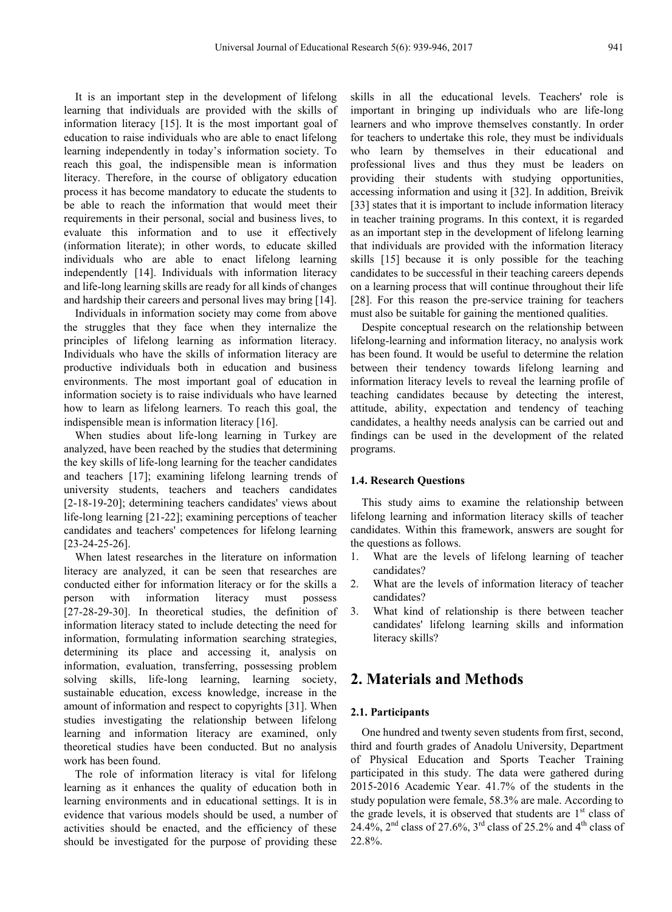It is an important step in the development of lifelong learning that individuals are provided with the skills of information literacy [15]. It is the most important goal of education to raise individuals who are able to enact lifelong learning independently in today's information society. To reach this goal, the indispensible mean is information literacy. Therefore, in the course of obligatory education process it has become mandatory to educate the students to be able to reach the information that would meet their requirements in their personal, social and business lives, to evaluate this information and to use it effectively (information literate); in other words, to educate skilled individuals who are able to enact lifelong learning independently [14]. Individuals with information literacy and life-long learning skills are ready for all kinds of changes and hardship their careers and personal lives may bring [14].

Individuals in information society may come from above the struggles that they face when they internalize the principles of lifelong learning as information literacy. Individuals who have the skills of information literacy are productive individuals both in education and business environments. The most important goal of education in information society is to raise individuals who have learned how to learn as lifelong learners. To reach this goal, the indispensible mean is information literacy [16].

When studies about life-long learning in Turkey are analyzed, have been reached by the studies that determining the key skills of life-long learning for the teacher candidates and teachers [17]; examining lifelong learning trends of university students, teachers and teachers candidates [2-18-19-20]; determining teachers candidates' views about life-long learning [21-22]; examining perceptions of teacher candidates and teachers' competences for lifelong learning [23-24-25-26].

When latest researches in the literature on information literacy are analyzed, it can be seen that researches are conducted either for information literacy or for the skills a person with information literacy must possess [27-28-29-30]. In theoretical studies, the definition of information literacy stated to include detecting the need for information, formulating information searching strategies, determining its place and accessing it, analysis on information, evaluation, transferring, possessing problem solving skills, life-long learning, learning society, sustainable education, excess knowledge, increase in the amount of information and respect to copyrights [31]. When studies investigating the relationship between lifelong learning and information literacy are examined, only theoretical studies have been conducted. But no analysis work has been found.

The role of information literacy is vital for lifelong learning as it enhances the quality of education both in learning environments and in educational settings. It is in evidence that various models should be used, a number of activities should be enacted, and the efficiency of these should be investigated for the purpose of providing these skills in all the educational levels. Teachers' role is important in bringing up individuals who are life-long learners and who improve themselves constantly. In order for teachers to undertake this role, they must be individuals who learn by themselves in their educational and professional lives and thus they must be leaders on providing their students with studying opportunities, accessing information and using it [32]. In addition, Breivik [33] states that it is important to include information literacy in teacher training programs. In this context, it is regarded as an important step in the development of lifelong learning that individuals are provided with the information literacy skills [15] because it is only possible for the teaching candidates to be successful in their teaching careers depends on a learning process that will continue throughout their life [28]. For this reason the pre-service training for teachers must also be suitable for gaining the mentioned qualities.

Despite conceptual research on the relationship between lifelong-learning and information literacy, no analysis work has been found. It would be useful to determine the relation between their tendency towards lifelong learning and information literacy levels to reveal the learning profile of teaching candidates because by detecting the interest, attitude, ability, expectation and tendency of teaching candidates, a healthy needs analysis can be carried out and findings can be used in the development of the related programs.

### 1.4. Research Questions

This study aims to examine the relationship between lifelong learning and information literacy skills of teacher candidates. Within this framework, answers are sought for the questions as follows.

1. What are the levels of lifelong learning of teacher candidates?
2. What are the levels of information literacy of teacher candidates?
3. What kind of relationship is there between teacher candidates' lifelong learning skills and information literacy skills?

## 2. Materials and Methods

### 2.1. Participants

One hundred and twenty seven students from first, second, third and fourth grades of Anadolu University, Department of Physical Education and Sports Teacher Training participated in this study. The data were gathered during 2015-2016 Academic Year. 41.7% of the students in the study population were female, 58.3% are male. According to the grade levels, it is observed that students are 1st class of 24.4%, 2nd class of 27.6%, 3rd class of 25.2% and 4th class of 22.8%.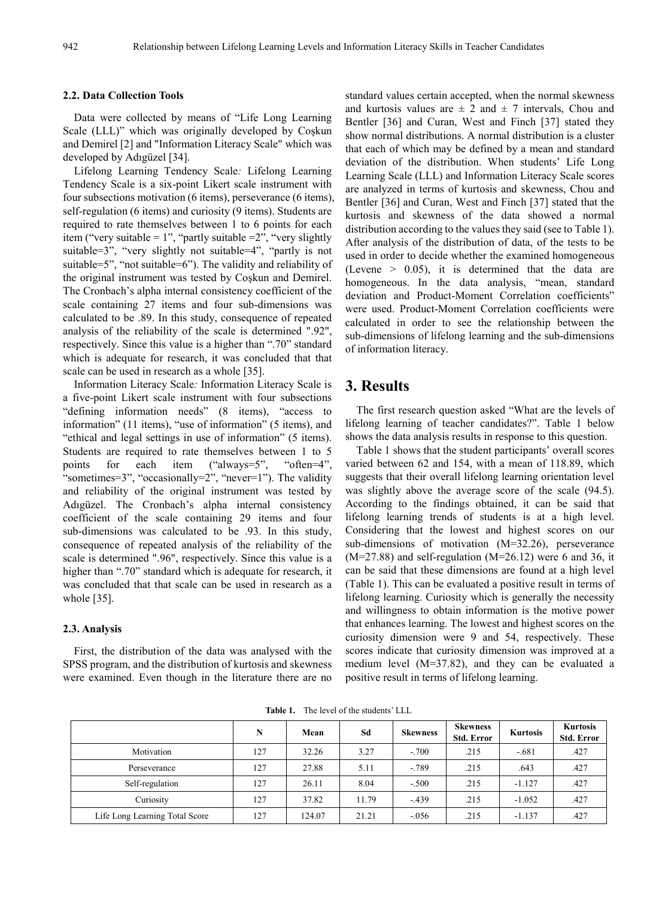### 2.2. Data Collection Tools

Data were collected by means of "Life Long Learning Scale (LLL)" which was originally developed by Coşkun and Demirel [2] and "Information Literacy Scale" which was developed by Adıgüzel [34].

Lifelong Learning Tendency Scale*:* Lifelong Learning Tendency Scale is a six-point Likert scale instrument with four subsections motivation (6 items), perseverance (6 items), self-regulation (6 items) and curiosity (9 items). Students are required to rate themselves between 1 to 6 points for each item ("very suitable = 1", "partly suitable =2", "very slightly suitable=3", "very slightly not suitable=4", "partly is not suitable=5", "not suitable=6"). The validity and reliability of the original instrument was tested by Coşkun and Demirel. The Cronbach's alpha internal consistency coefficient of the scale containing 27 items and four sub-dimensions was calculated to be .89. In this study, consequence of repeated analysis of the reliability of the scale is determined ".92", respectively. Since this value is a higher than ".70" standard which is adequate for research, it was concluded that that scale can be used in research as a whole [35].

Information Literacy Scale*:* Information Literacy Scale is a five-point Likert scale instrument with four subsections "defining information needs" (8 items), "access to information" (11 items), "use of information" (5 items), and "ethical and legal settings in use of information" (5 items). Students are required to rate themselves between 1 to 5 points for each item ("always=5", "often=4", "sometimes=3", "occasionally=2", "never=1"). The validity and reliability of the original instrument was tested by Adıgüzel. The Cronbach's alpha internal consistency coefficient of the scale containing 29 items and four sub-dimensions was calculated to be .93. In this study, consequence of repeated analysis of the reliability of the scale is determined ".96", respectively. Since this value is a higher than ".70" standard which is adequate for research, it was concluded that that scale can be used in research as a whole [35].

### 2.3. Analysis

First, the distribution of the data was analysed with the SPSS program, and the distribution of kurtosis and skewness were examined. Even though in the literature there are no standard values certain accepted, when the normal skewness and kurtosis values are ± 2 and ± 7 intervals, Chou and Bentler [36] and Curan, West and Finch [37] stated they show normal distributions. A normal distribution is a cluster that each of which may be defined by a mean and standard deviation of the distribution. When students' Life Long Learning Scale (LLL) and Information Literacy Scale scores are analyzed in terms of kurtosis and skewness, Chou and Bentler [36] and Curan, West and Finch [37] stated that the kurtosis and skewness of the data showed a normal distribution according to the values they said (see to Table 1). After analysis of the distribution of data, of the tests to be used in order to decide whether the examined homogeneous (Levene > 0.05), it is determined that the data are homogeneous. In the data analysis, "mean, standard deviation and Product-Moment Correlation coefficients" were used. Product-Moment Correlation coefficients were calculated in order to see the relationship between the sub-dimensions of lifelong learning and the sub-dimensions of information literacy.

## 3. Results

The first research question asked "What are the levels of lifelong learning of teacher candidates?". Table 1 below shows the data analysis results in response to this question.

Table 1 shows that the student participants' overall scores varied between 62 and 154, with a mean of 118.89, which suggests that their overall lifelong learning orientation level was slightly above the average score of the scale (94.5). According to the findings obtained, it can be said that lifelong learning trends of students is at a high level. Considering that the lowest and highest scores on our sub-dimensions of motivation (M=32.26), perseverance (M=27.88) and self-regulation (M=26.12) were 6 and 36, it can be said that these dimensions are found at a high level (Table 1). This can be evaluated a positive result in terms of lifelong learning. Curiosity which is generally the necessity and willingness to obtain information is the motive power that enhances learning. The lowest and highest scores on the curiosity dimension were 9 and 54, respectively. These scores indicate that curiosity dimension was improved at a medium level (M=37.82), and they can be evaluated a positive result in terms of lifelong learning.

**Table 1.** The level of the students' LLL

| | N | Mean | Sd | Skewness | Skewness Std. Error | Kurtosis | Kurtosis Std. Error |
|---|---|---|---|---|---|---|---|
| Motivation | 127 | 32.26 | 3.27 | -.700 | .215 | -.681 | .427 |
| Perseverance | 127 | 27.88 | 5.11 | -.789 | .215 | .643 | .427 |
| Self-regulation | 127 | 26.11 | 8.04 | -.500 | .215 | -1.127 | .427 |
| Curiosity | 127 | 37.82 | 11.79 | -.439 | .215 | -1.052 | .427 |
| Life Long Learning Total Score | 127 | 124.07 | 21.21 | -.056 | .215 | -1.137 | .427 |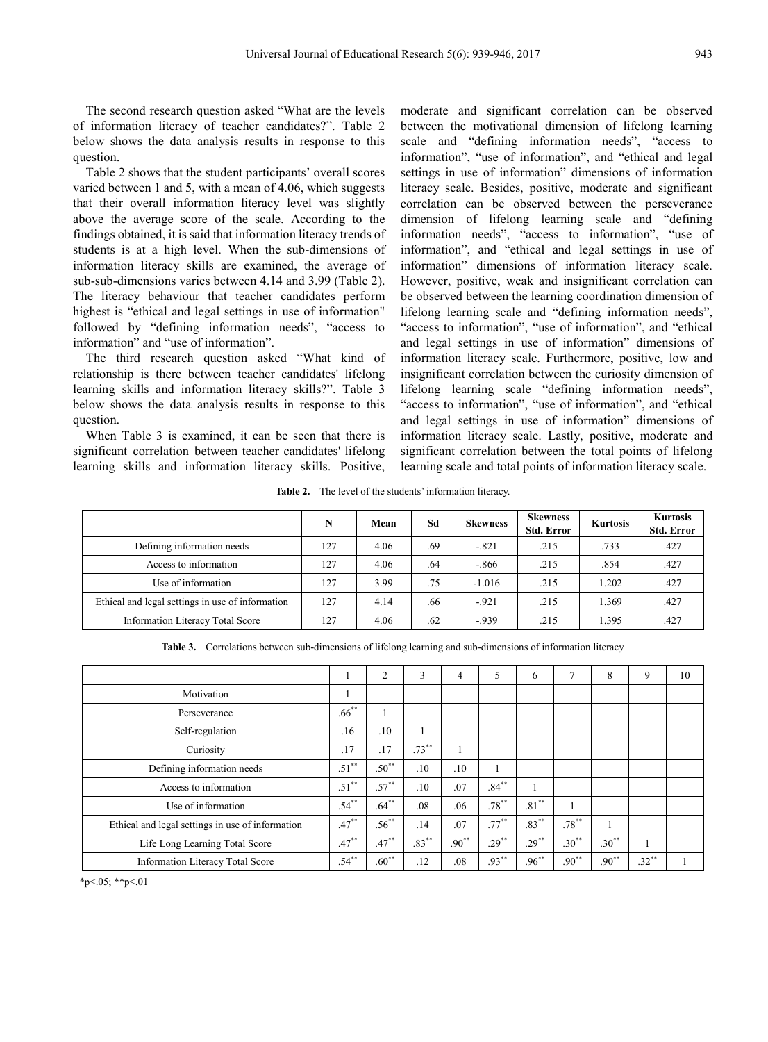The second research question asked "What are the levels of information literacy of teacher candidates?". Table 2 below shows the data analysis results in response to this question.

Table 2 shows that the student participants' overall scores varied between 1 and 5, with a mean of 4.06, which suggests that their overall information literacy level was slightly above the average score of the scale. According to the findings obtained, it is said that information literacy trends of students is at a high level. When the sub-dimensions of information literacy skills are examined, the average of sub-sub-dimensions varies between 4.14 and 3.99 (Table 2). The literacy behaviour that teacher candidates perform highest is "ethical and legal settings in use of information" followed by "defining information needs", "access to information" and "use of information".

The third research question asked "What kind of relationship is there between teacher candidates' lifelong learning skills and information literacy skills?". Table 3 below shows the data analysis results in response to this question.

When Table 3 is examined, it can be seen that there is significant correlation between teacher candidates' lifelong learning skills and information literacy skills. Positive, moderate and significant correlation can be observed between the motivational dimension of lifelong learning scale and "defining information needs", "access to information", "use of information", and "ethical and legal settings in use of information" dimensions of information literacy scale. Besides, positive, moderate and significant correlation can be observed between the perseverance dimension of lifelong learning scale and "defining information needs", "access to information", "use of information", and "ethical and legal settings in use of information" dimensions of information literacy scale. However, positive, weak and insignificant correlation can be observed between the learning coordination dimension of lifelong learning scale and "defining information needs", "access to information", "use of information", and "ethical and legal settings in use of information" dimensions of information literacy scale. Furthermore, positive, low and insignificant correlation between the curiosity dimension of lifelong learning scale "defining information needs", "access to information", "use of information", and "ethical and legal settings in use of information" dimensions of information literacy scale. Lastly, positive, moderate and significant correlation between the total points of lifelong learning scale and total points of information literacy scale.

**Table 2.** The level of the students' information literacy.

| | N | Mean | Sd | Skewness | Skewness Std. Error | Kurtosis | Kurtosis Std. Error |
|---|---|---|---|---|---|---|---|
| Defining information needs | 127 | 4.06 | .69 | -.821 | .215 | .733 | .427 |
| Access to information | 127 | 4.06 | .64 | -.866 | .215 | .854 | .427 |
| Use of information | 127 | 3.99 | .75 | -1.016 | .215 | 1.202 | .427 |
| Ethical and legal settings in use of information | 127 | 4.14 | .66 | -.921 | .215 | 1.369 | .427 |
| Information Literacy Total Score | 127 | 4.06 | .62 | -.939 | .215 | 1.395 | .427 |

**Table 3.** Correlations between sub-dimensions of lifelong learning and sub-dimensions of information literacy

| | 1 | 2 | 3 | 4 | 5 | 6 | 7 | 8 | 9 | 10 |
|---|---|---|---|---|---|---|---|---|---|---|
| Motivation | 1 | | | | | | | | | |
| Perseverance | .66** | 1 | | | | | | | | |
| Self-regulation | .16 | .10 | 1 | | | | | | | |
| Curiosity | .17 | .17 | .73** | 1 | | | | | | |
| Defining information needs | .51** | .50** | .10 | .10 | 1 | | | | | |
| Access to information | .51** | .57** | .10 | .07 | .84** | 1 | | | | |
| Use of information | .54** | .64** | .08 | .06 | .78** | .81** | 1 | | | |
| Ethical and legal settings in use of information | .47** | .56** | .14 | .07 | .77** | .83** | .78** | 1 | | |
| Life Long Learning Total Score | .47** | .47** | .83** | .90** | .29** | .29** | .30** | .30** | 1 | |
| Information Literacy Total Score | .54** | .60** | .12 | .08 | .93** | .96** | .90** | .90** | .32** | 1 |

*p<.05; **p<.01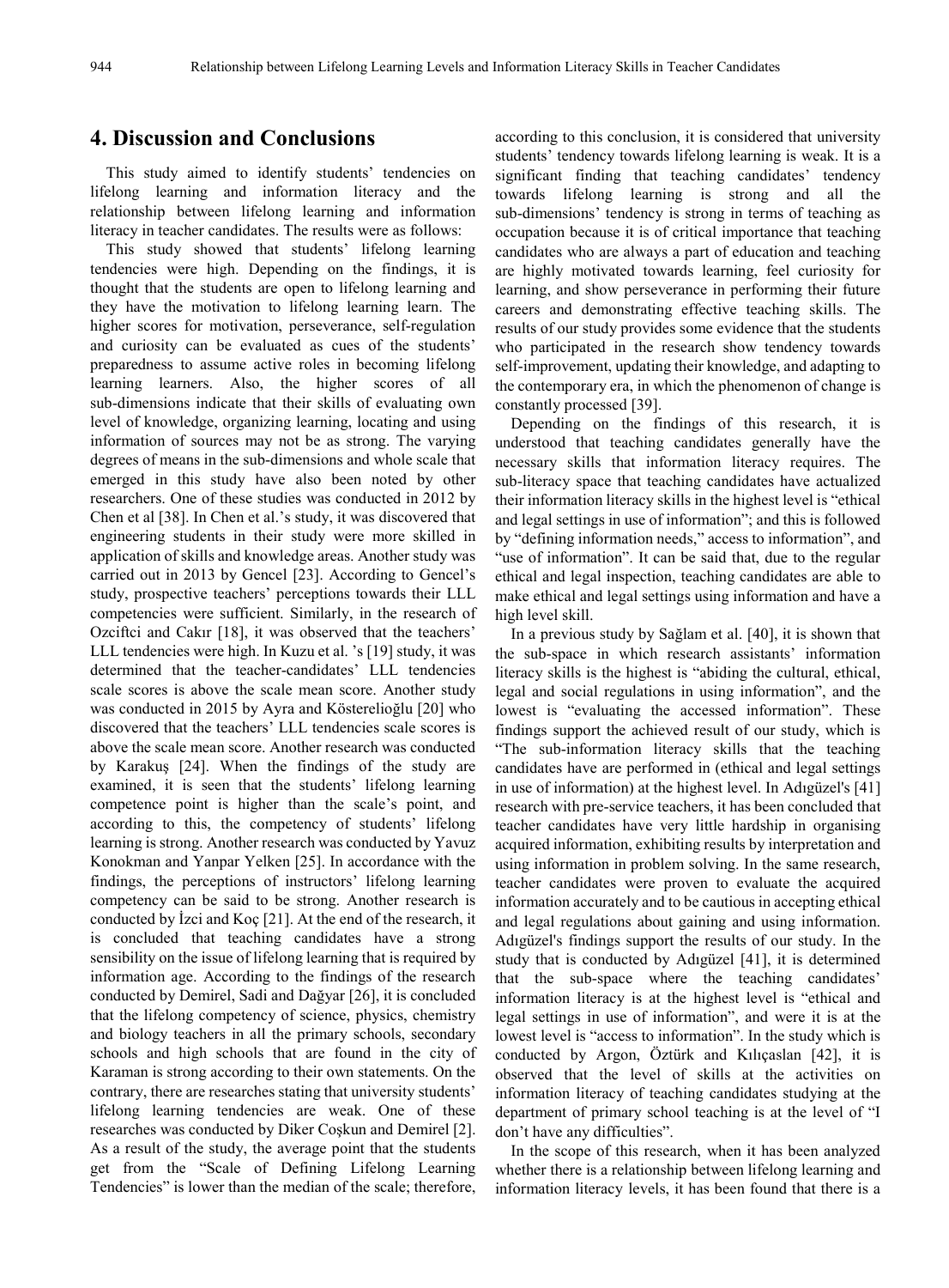## 4. Discussion and Conclusions

This study aimed to identify students' tendencies on lifelong learning and information literacy and the relationship between lifelong learning and information literacy in teacher candidates. The results were as follows:

This study showed that students' lifelong learning tendencies were high. Depending on the findings, it is thought that the students are open to lifelong learning and they have the motivation to lifelong learning learn. The higher scores for motivation, perseverance, self-regulation and curiosity can be evaluated as cues of the students' preparedness to assume active roles in becoming lifelong learning learners. Also, the higher scores of all sub-dimensions indicate that their skills of evaluating own level of knowledge, organizing learning, locating and using information of sources may not be as strong. The varying degrees of means in the sub-dimensions and whole scale that emerged in this study have also been noted by other researchers. One of these studies was conducted in 2012 by Chen et al [38]. In Chen et al.'s study, it was discovered that engineering students in their study were more skilled in application of skills and knowledge areas. Another study was carried out in 2013 by Gencel [23]. According to Gencel's study, prospective teachers' perceptions towards their LLL competencies were sufficient. Similarly, in the research of Ozciftci and Cakır [18], it was observed that the teachers' LLL tendencies were high. In Kuzu et al. 's [19] study, it was determined that the teacher-candidates' LLL tendencies scale scores is above the scale mean score. Another study was conducted in 2015 by Ayra and Kösterelioğlu [20] who discovered that the teachers' LLL tendencies scale scores is above the scale mean score. Another research was conducted by Karakuş [24]. When the findings of the study are examined, it is seen that the students' lifelong learning competence point is higher than the scale's point, and according to this, the competency of students' lifelong learning is strong. Another research was conducted by Yavuz Konokman and Yanpar Yelken [25]. In accordance with the findings, the perceptions of instructors' lifelong learning competency can be said to be strong. Another research is conducted by İzci and Koç [21]. At the end of the research, it is concluded that teaching candidates have a strong sensibility on the issue of lifelong learning that is required by information age. According to the findings of the research conducted by Demirel, Sadi and Dağyar [26], it is concluded that the lifelong competency of science, physics, chemistry and biology teachers in all the primary schools, secondary schools and high schools that are found in the city of Karaman is strong according to their own statements. On the contrary, there are researches stating that university students' lifelong learning tendencies are weak. One of these researches was conducted by Diker Coşkun and Demirel [2]. As a result of the study, the average point that the students get from the "Scale of Defining Lifelong Learning Tendencies" is lower than the median of the scale; therefore, according to this conclusion, it is considered that university students' tendency towards lifelong learning is weak. It is a significant finding that teaching candidates' tendency towards lifelong learning is strong and all the sub-dimensions' tendency is strong in terms of teaching as occupation because it is of critical importance that teaching candidates who are always a part of education and teaching are highly motivated towards learning, feel curiosity for learning, and show perseverance in performing their future careers and demonstrating effective teaching skills. The results of our study provides some evidence that the students who participated in the research show tendency towards self-improvement, updating their knowledge, and adapting to the contemporary era, in which the phenomenon of change is constantly processed [39].

Depending on the findings of this research, it is understood that teaching candidates generally have the necessary skills that information literacy requires. The sub-literacy space that teaching candidates have actualized their information literacy skills in the highest level is "ethical and legal settings in use of information"; and this is followed by "defining information needs," access to information", and "use of information". It can be said that, due to the regular ethical and legal inspection, teaching candidates are able to make ethical and legal settings using information and have a high level skill.

In a previous study by Sağlam et al. [40], it is shown that the sub-space in which research assistants' information literacy skills is the highest is "abiding the cultural, ethical, legal and social regulations in using information", and the lowest is "evaluating the accessed information". These findings support the achieved result of our study, which is "The sub-information literacy skills that the teaching candidates have are performed in (ethical and legal settings in use of information) at the highest level. In Adıgüzel's [41] research with pre-service teachers, it has been concluded that teacher candidates have very little hardship in organising acquired information, exhibiting results by interpretation and using information in problem solving. In the same research, teacher candidates were proven to evaluate the acquired information accurately and to be cautious in accepting ethical and legal regulations about gaining and using information. Adıgüzel's findings support the results of our study. In the study that is conducted by Adıgüzel [41], it is determined that the sub-space where the teaching candidates' information literacy is at the highest level is "ethical and legal settings in use of information", and were it is at the lowest level is "access to information". In the study which is conducted by Argon, Öztürk and Kılıçaslan [42], it is observed that the level of skills at the activities on information literacy of teaching candidates studying at the department of primary school teaching is at the level of "I don't have any difficulties".

In the scope of this research, when it has been analyzed whether there is a relationship between lifelong learning and information literacy levels, it has been found that there is a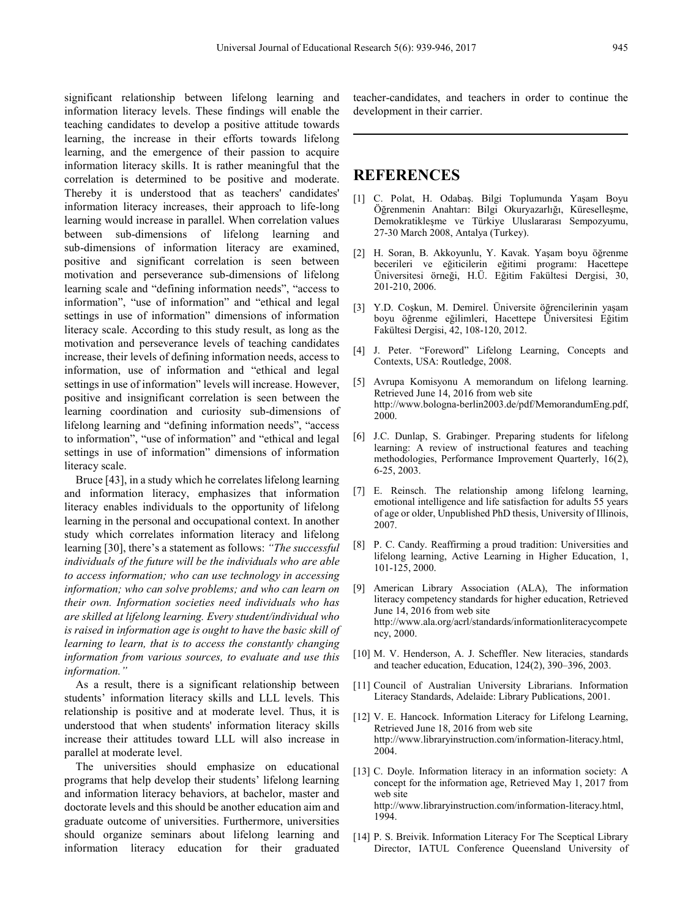significant relationship between lifelong learning and information literacy levels. These findings will enable the teaching candidates to develop a positive attitude towards learning, the increase in their efforts towards lifelong learning, and the emergence of their passion to acquire information literacy skills. It is rather meaningful that the correlation is determined to be positive and moderate. Thereby it is understood that as teachers' candidates' information literacy increases, their approach to life-long learning would increase in parallel. When correlation values between sub-dimensions of lifelong learning and sub-dimensions of information literacy are examined, positive and significant correlation is seen between motivation and perseverance sub-dimensions of lifelong learning scale and "defining information needs", "access to information", "use of information" and "ethical and legal settings in use of information" dimensions of information literacy scale. According to this study result, as long as the motivation and perseverance levels of teaching candidates increase, their levels of defining information needs, access to information, use of information and "ethical and legal settings in use of information" levels will increase. However, positive and insignificant correlation is seen between the learning coordination and curiosity sub-dimensions of lifelong learning and "defining information needs", "access to information", "use of information" and "ethical and legal settings in use of information" dimensions of information literacy scale.

Bruce [43], in a study which he correlates lifelong learning and information literacy, emphasizes that information literacy enables individuals to the opportunity of lifelong learning in the personal and occupational context. In another study which correlates information literacy and lifelong learning [30], there's a statement as follows: *"The successful individuals of the future will be the individuals who are able to access information; who can use technology in accessing information; who can solve problems; and who can learn on their own. Information societies need individuals who has are skilled at lifelong learning. Every student/individual who is raised in information age is ought to have the basic skill of learning to learn, that is to access the constantly changing information from various sources, to evaluate and use this information."*

As a result, there is a significant relationship between students' information literacy skills and LLL levels. This relationship is positive and at moderate level. Thus, it is understood that when students' information literacy skills increase their attitudes toward LLL will also increase in parallel at moderate level.

The universities should emphasize on educational programs that help develop their students' lifelong learning and information literacy behaviors, at bachelor, master and doctorate levels and this should be another education aim and graduate outcome of universities. Furthermore, universities should organize seminars about lifelong learning and information literacy education for their graduated teacher-candidates, and teachers in order to continue the development in their carrier.

## REFERENCES

[1] C. Polat, H. Odabaş. Bilgi Toplumunda Yaşam Boyu Öğrenmenin Anahtarı: Bilgi Okuryazarlığı, Küreselleşme, Demokratikleşme ve Türkiye Uluslararası Sempozyumu, 27-30 March 2008, Antalya (Turkey).

[2] H. Soran, B. Akkoyunlu, Y. Kavak. Yaşam boyu öğrenme becerileri ve eğiticilerin eğitimi programı: Hacettepe Üniversitesi örneği, H.Ü. Eğitim Fakültesi Dergisi, 30, 201-210, 2006.

[3] Y.D. Coşkun, M. Demirel. Üniversite öğrencilerinin yaşam boyu öğrenme eğilimleri, Hacettepe Üniversitesi Eğitim Fakültesi Dergisi, 42, 108-120, 2012.

[4] J. Peter. "Foreword" Lifelong Learning, Concepts and Contexts, USA: Routledge, 2008.

[5] Avrupa Komisyonu A memorandum on lifelong learning. Retrieved June 14, 2016 from web site http://www.bologna-berlin2003.de/pdf/MemorandumEng.pdf, 2000.

[6] J.C. Dunlap, S. Grabinger. Preparing students for lifelong learning: A review of instructional features and teaching methodologies, Performance Improvement Quarterly, 16(2), 6-25, 2003.

[7] E. Reinsch. The relationship among lifelong learning, emotional intelligence and life satisfaction for adults 55 years of age or older, Unpublished PhD thesis, University of Illinois, 2007.

[8] P. C. Candy. Reaffirming a proud tradition: Universities and lifelong learning, Active Learning in Higher Education, 1, 101-125, 2000.

[9] American Library Association (ALA), The information literacy competency standards for higher education, Retrieved June 14, 2016 from web site http://www.ala.org/acrl/standards/informationliteracycompetency, 2000.

[10] M. V. Henderson, A. J. Scheffler. New literacies, standards and teacher education, Education, 124(2), 390–396, 2003.

[11] Council of Australian University Librarians. Information Literacy Standards, Adelaide: Library Publications, 2001.

[12] V. E. Hancock. Information Literacy for Lifelong Learning, Retrieved June 18, 2016 from web site http://www.libraryinstruction.com/information-literacy.html, 2004.

[13] C. Doyle. Information literacy in an information society: A concept for the information age, Retrieved May 1, 2017 from web site http://www.libraryinstruction.com/information-literacy.html, 1994.

[14] P. S. Breivik. Information Literacy For The Sceptical Library Director, IATUL Conference Queensland University of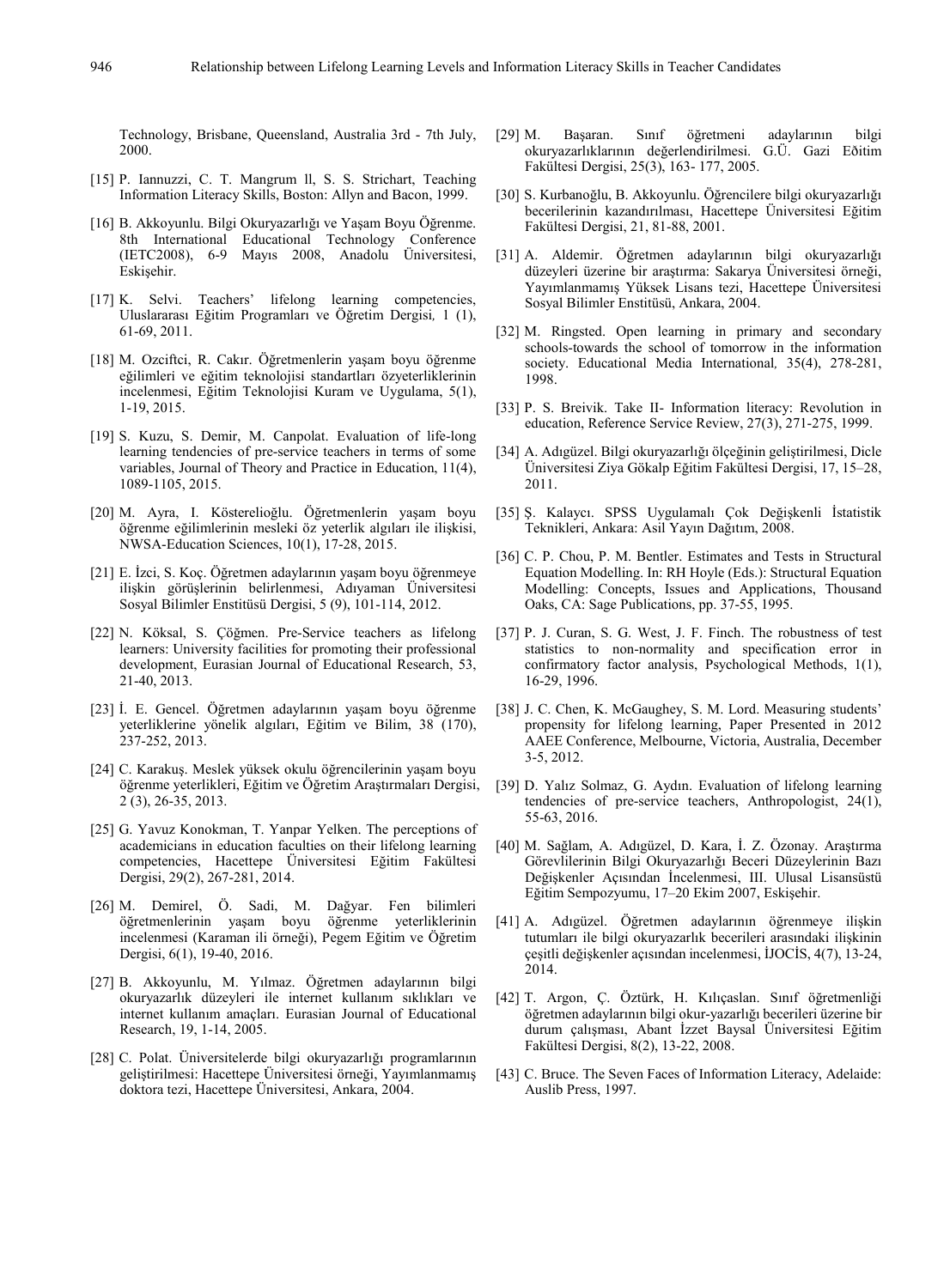Technology, Brisbane, Queensland, Australia 3rd - 7th July, 2000.

[15] P. Iannuzzi, C. T. Mangrum ll, S. S. Strichart, Teaching Information Literacy Skills, Boston: Allyn and Bacon, 1999.

[16] B. Akkoyunlu. Bilgi Okuryazarlığı ve Yaşam Boyu Öğrenme. 8th International Educational Technology Conference (IETC2008), 6-9 Mayıs 2008, Anadolu Üniversitesi, Eskişehir.

[17] K. Selvi. Teachers' lifelong learning competencies, Uluslararası Eğitim Programları ve Öğretim Dergisi, 1 (1), 61-69, 2011.

[18] M. Ozciftci, R. Cakır. Öğretmenlerin yaşam boyu öğrenme eğilimleri ve eğitim teknolojisi standartları özyeterliklerinin incelenmesi, Eğitim Teknolojisi Kuram ve Uygulama, 5(1), 1-19, 2015.

[19] S. Kuzu, S. Demir, M. Canpolat. Evaluation of life-long learning tendencies of pre-service teachers in terms of some variables, Journal of Theory and Practice in Education, 11(4), 1089-1105, 2015.

[20] M. Ayra, I. Kösterelioğlu. Öğretmenlerin yaşam boyu öğrenme eğilimlerinin mesleki öz yeterlik algıları ile ilişkisi, NWSA-Education Sciences, 10(1), 17-28, 2015.

[21] E. İzci, S. Koç. Öğretmen adaylarının yaşam boyu öğrenmeye ilişkin görüşlerinin belirlenmesi, Adıyaman Üniversitesi Sosyal Bilimler Enstitüsü Dergisi, 5 (9), 101-114, 2012.

[22] N. Köksal, S. Çöğmen. Pre-Service teachers as lifelong learners: University facilities for promoting their professional development, Eurasian Journal of Educational Research, 53, 21-40, 2013.

[23] İ. E. Gencel. Öğretmen adaylarının yaşam boyu öğrenme yeterliklerine yönelik algıları, Eğitim ve Bilim, 38 (170), 237-252, 2013.

[24] C. Karakuş. Meslek yüksek okulu öğrencilerinin yaşam boyu öğrenme yeterlikleri, Eğitim ve Öğretim Araştırmaları Dergisi, 2 (3), 26-35, 2013.

[25] G. Yavuz Konokman, T. Yanpar Yelken. The perceptions of academicians in education faculties on their lifelong learning competencies, Hacettepe Üniversitesi Eğitim Fakültesi Dergisi, 29(2), 267-281, 2014.

[26] M. Demirel, Ö. Sadi, M. Dağyar. Fen bilimleri öğretmenlerinin yaşam boyu öğrenme yeterliklerinin incelenmesi (Karaman ili örneği), Pegem Eğitim ve Öğretim Dergisi, 6(1), 19-40, 2016.

[27] B. Akkoyunlu, M. Yılmaz. Öğretmen adaylarının bilgi okuryazarlık düzeyleri ile internet kullanım sıklıkları ve internet kullanım amaçları. Eurasian Journal of Educational Research, 19, 1-14, 2005.

[28] C. Polat. Üniversitelerde bilgi okuryazarlığı programlarının geliştirilmesi: Hacettepe Üniversitesi örneği, Yayımlanmamış doktora tezi, Hacettepe Üniversitesi, Ankara, 2004.

[29] M. Başaran. Sınıf öğretmeni adaylarının bilgi okuryazarlıklarının değerlendirilmesi. G.Ü. Gazi Eðitim Fakültesi Dergisi, 25(3), 163- 177, 2005.

[30] S. Kurbanoğlu, B. Akkoyunlu. Öğrencilere bilgi okuryazarlığı becerilerinin kazandırılması, Hacettepe Üniversitesi Eğitim Fakültesi Dergisi, 21, 81-88, 2001.

[31] A. Aldemir. Öğretmen adaylarının bilgi okuryazarlığı düzeyleri üzerine bir araştırma: Sakarya Üniversitesi örneği, Yayımlanmamış Yüksek Lisans tezi, Hacettepe Üniversitesi Sosyal Bilimler Enstitüsü, Ankara, 2004.

[32] M. Ringsted. Open learning in primary and secondary schools-towards the school of tomorrow in the information society. Educational Media International, 35(4), 278-281, 1998.

[33] P. S. Breivik. Take II- Information literacy: Revolution in education, Reference Service Review, 27(3), 271-275, 1999.

[34] A. Adıgüzel. Bilgi okuryazarlığı ölçeğinin geliştirilmesi, Dicle Üniversitesi Ziya Gökalp Eğitim Fakültesi Dergisi, 17, 15–28, 2011.

[35] Ş. Kalaycı. SPSS Uygulamalı Çok Değişkenli İstatistik Teknikleri, Ankara: Asil Yayın Dağıtım, 2008.

[36] C. P. Chou, P. M. Bentler. Estimates and Tests in Structural Equation Modelling. In: RH Hoyle (Eds.): Structural Equation Modelling: Concepts, Issues and Applications, Thousand Oaks, CA: Sage Publications, pp. 37-55, 1995.

[37] P. J. Curan, S. G. West, J. F. Finch. The robustness of test statistics to non-normality and specification error in confirmatory factor analysis, Psychological Methods, 1(1), 16-29, 1996.

[38] J. C. Chen, K. McGaughey, S. M. Lord. Measuring students' propensity for lifelong learning, Paper Presented in 2012 AAEE Conference, Melbourne, Victoria, Australia, December 3-5, 2012.

[39] D. Yalız Solmaz, G. Aydın. Evaluation of lifelong learning tendencies of pre-service teachers, Anthropologist, 24(1), 55-63, 2016.

[40] M. Sağlam, A. Adıgüzel, D. Kara, İ. Z. Özonay. Araştırma Görevlilerinin Bilgi Okuryazarlığı Beceri Düzeylerinin Bazı Değişkenler Açısından İncelenmesi, III. Ulusal Lisansüstü Eğitim Sempozyumu, 17–20 Ekim 2007, Eskişehir.

[41] A. Adıgüzel. Öğretmen adaylarının öğrenmeye ilişkin tutumları ile bilgi okuryazarlık becerileri arasındaki ilişkinin çeşitli değişkenler açısından incelenmesi, İJOCİS, 4(7), 13-24, 2014.

[42] T. Argon, Ç. Öztürk, H. Kılıçaslan. Sınıf öğretmenliği öğretmen adaylarının bilgi okur-yazarlığı becerileri üzerine bir durum çalışması, Abant İzzet Baysal Üniversitesi Eğitim Fakültesi Dergisi, 8(2), 13-22, 2008.

[43] C. Bruce. The Seven Faces of Information Literacy, Adelaide: Auslib Press, 1997.